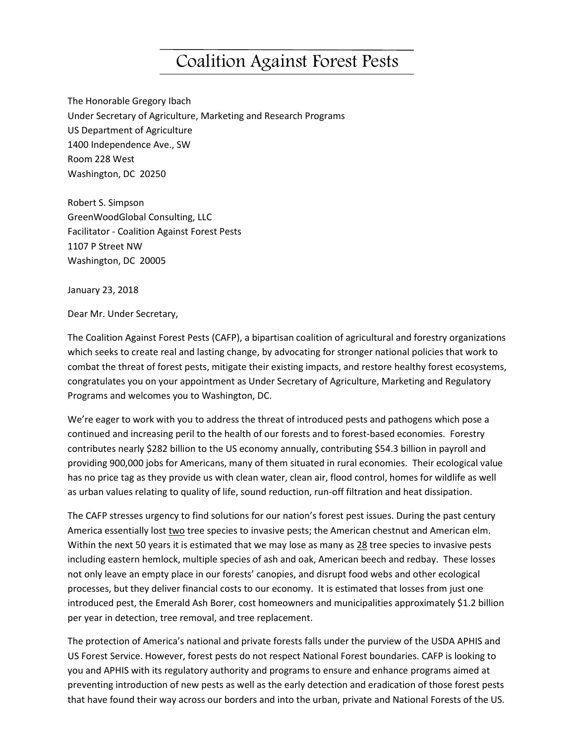# Coalition Against Forest Pests

The Honorable Gregory Ibach
Under Secretary of Agriculture, Marketing and Research Programs
US Department of Agriculture
1400 Independence Ave., SW
Room 228 West
Washington, DC 20250

Robert S. Simpson
GreenWoodGlobal Consulting, LLC
Facilitator - Coalition Against Forest Pests
1107 P Street NW
Washington, DC 20005

January 23, 2018

Dear Mr. Under Secretary,

The Coalition Against Forest Pests (CAFP), a bipartisan coalition of agricultural and forestry organizations which seeks to create real and lasting change, by advocating for stronger national policies that work to combat the threat of forest pests, mitigate their existing impacts, and restore healthy forest ecosystems, congratulates you on your appointment as Under Secretary of Agriculture, Marketing and Regulatory Programs and welcomes you to Washington, DC.

We're eager to work with you to address the threat of introduced pests and pathogens which pose a continued and increasing peril to the health of our forests and to forest-based economies. Forestry contributes nearly $282 billion to the US economy annually, contributing $54.3 billion in payroll and providing 900,000 jobs for Americans, many of them situated in rural economies. Their ecological value has no price tag as they provide us with clean water, clean air, flood control, homes for wildlife as well as urban values relating to quality of life, sound reduction, run-off filtration and heat dissipation.

The CAFP stresses urgency to find solutions for our nation's forest pest issues. During the past century America essentially lost <u>two</u> tree species to invasive pests; the American chestnut and American elm. Within the next 50 years it is estimated that we may lose as many as <u>28</u> tree species to invasive pests including eastern hemlock, multiple species of ash and oak, American beech and redbay. These losses not only leave an empty place in our forests' canopies, and disrupt food webs and other ecological processes, but they deliver financial costs to our economy. It is estimated that losses from just one introduced pest, the Emerald Ash Borer, cost homeowners and municipalities approximately $1.2 billion per year in detection, tree removal, and tree replacement.

The protection of America's national and private forests falls under the purview of the USDA APHIS and US Forest Service. However, forest pests do not respect National Forest boundaries. CAFP is looking to you and APHIS with its regulatory authority and programs to ensure and enhance programs aimed at preventing introduction of new pests as well as the early detection and eradication of those forest pests that have found their way across our borders and into the urban, private and National Forests of the US.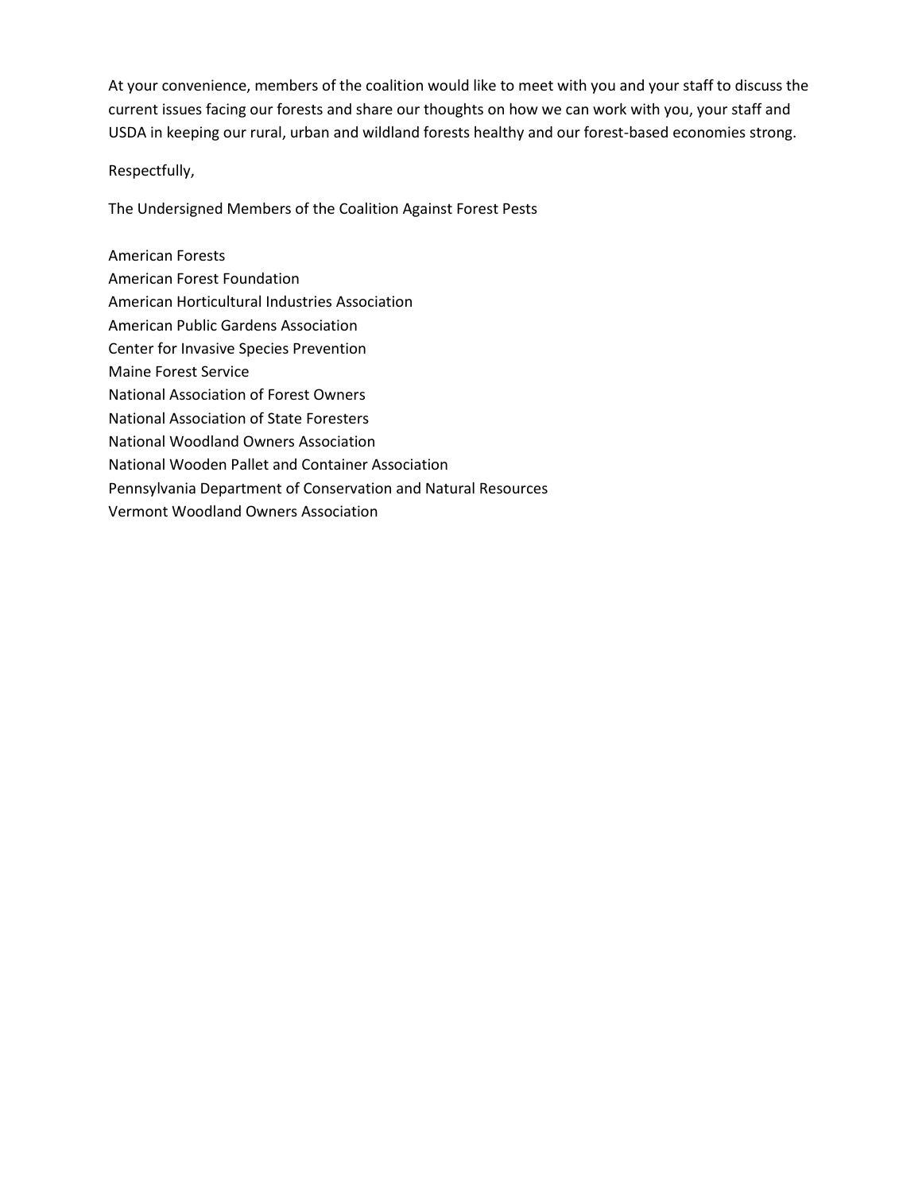At your convenience, members of the coalition would like to meet with you and your staff to discuss the current issues facing our forests and share our thoughts on how we can work with you, your staff and USDA in keeping our rural, urban and wildland forests healthy and our forest-based economies strong.

Respectfully,

The Undersigned Members of the Coalition Against Forest Pests

American Forests
American Forest Foundation
American Horticultural Industries Association
American Public Gardens Association
Center for Invasive Species Prevention
Maine Forest Service
National Association of Forest Owners
National Association of State Foresters
National Woodland Owners Association
National Wooden Pallet and Container Association
Pennsylvania Department of Conservation and Natural Resources
Vermont Woodland Owners Association